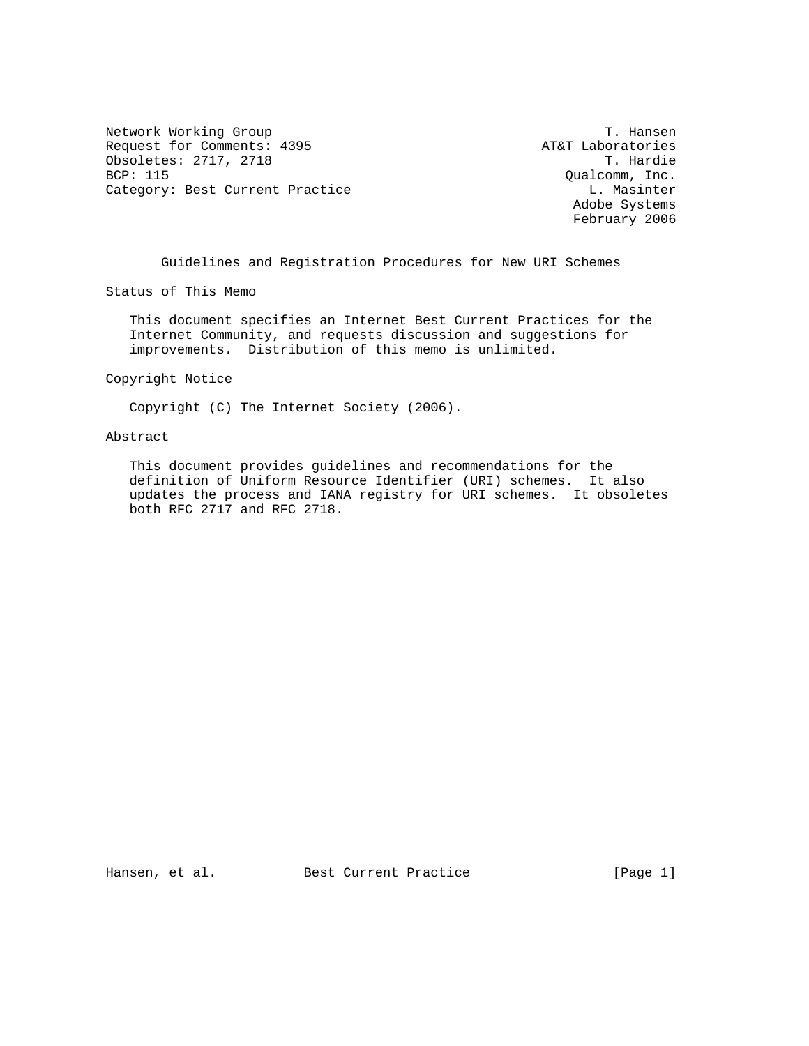Network Working Group                                          T. Hansen
Request for Comments: 4395                             AT&T Laboratories
Obsoletes: 2717, 2718                                          T. Hardie
BCP: 115                                                  Qualcomm, Inc.
Category: Best Current Practice                              L. Masinter
                                                           Adobe Systems
                                                           February 2006

# Guidelines and Registration Procedures for New URI Schemes

## Status of This Memo

This document specifies an Internet Best Current Practices for the Internet Community, and requests discussion and suggestions for improvements. Distribution of this memo is unlimited.

## Copyright Notice

Copyright (C) The Internet Society (2006).

## Abstract

This document provides guidelines and recommendations for the definition of Uniform Resource Identifier (URI) schemes. It also updates the process and IANA registry for URI schemes. It obsoletes both RFC 2717 and RFC 2718.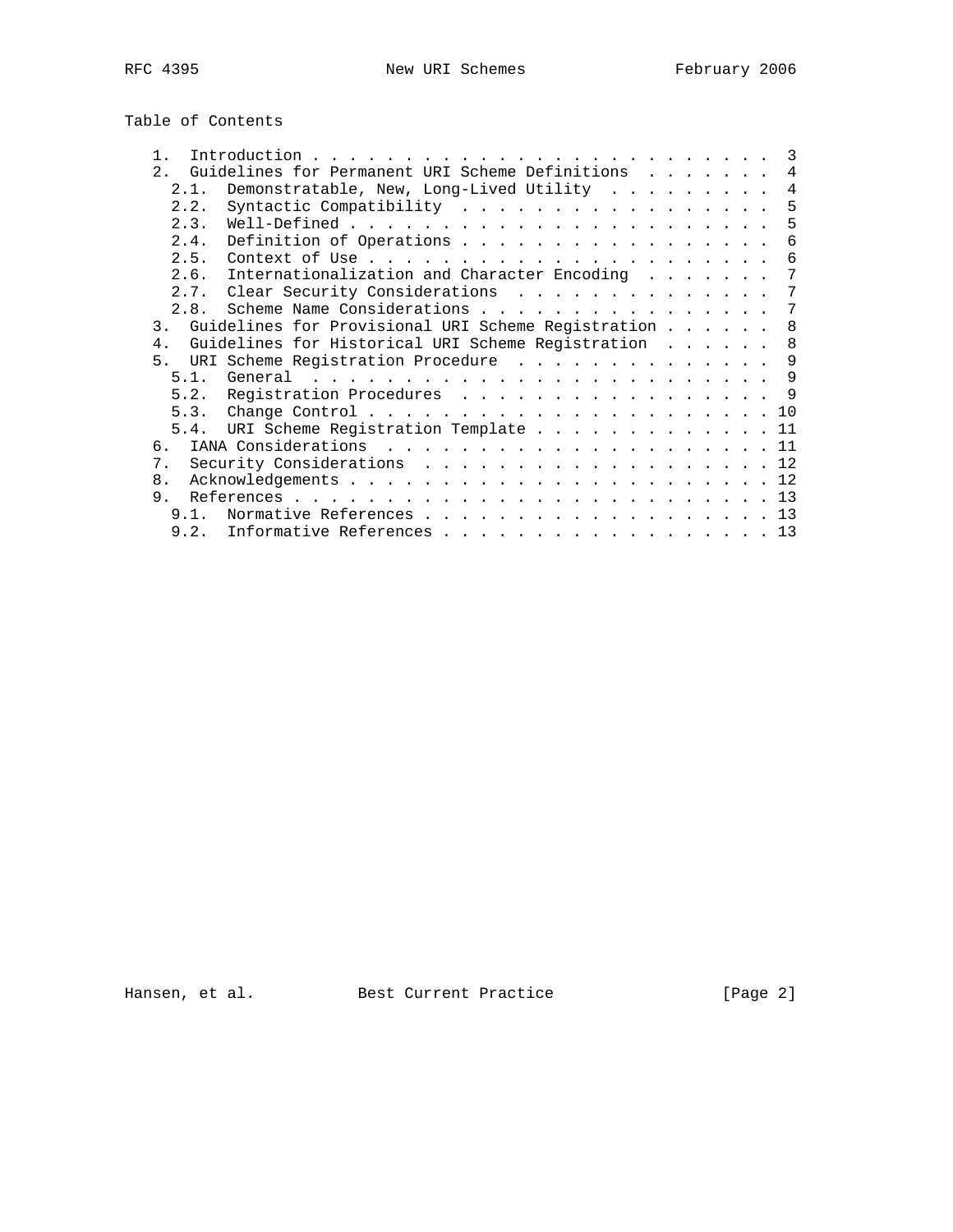## Table of Contents

```
   1.  Introduction . . . . . . . . . . . . . . . . . . . . . . . . .  3
   2.  Guidelines for Permanent URI Scheme Definitions  . . . . . . .  4
     2.1.  Demonstratable, New, Long-Lived Utility  . . . . . . . . .  4
     2.2.  Syntactic Compatibility  . . . . . . . . . . . . . . . . .  5
     2.3.  Well-Defined . . . . . . . . . . . . . . . . . . . . . . .  5
     2.4.  Definition of Operations . . . . . . . . . . . . . . . . .  6
     2.5.  Context of Use . . . . . . . . . . . . . . . . . . . . . .  6
     2.6.  Internationalization and Character Encoding  . . . . . . .  7
     2.7.  Clear Security Considerations  . . . . . . . . . . . . . .  7
     2.8.  Scheme Name Considerations . . . . . . . . . . . . . . . .  7
   3.  Guidelines for Provisional URI Scheme Registration . . . . . .  8
   4.  Guidelines for Historical URI Scheme Registration  . . . . . .  8
   5.  URI Scheme Registration Procedure  . . . . . . . . . . . . . .  9
     5.1.  General  . . . . . . . . . . . . . . . . . . . . . . . . .  9
     5.2.  Registration Procedures  . . . . . . . . . . . . . . . . .  9
     5.3.  Change Control . . . . . . . . . . . . . . . . . . . . . . 10
     5.4.  URI Scheme Registration Template . . . . . . . . . . . . . 11
   6.  IANA Considerations  . . . . . . . . . . . . . . . . . . . . . 11
   7.  Security Considerations  . . . . . . . . . . . . . . . . . . . 12
   8.  Acknowledgements . . . . . . . . . . . . . . . . . . . . . . . 12
   9.  References . . . . . . . . . . . . . . . . . . . . . . . . . . 13
     9.1.  Normative References . . . . . . . . . . . . . . . . . . . 13
     9.2.  Informative References . . . . . . . . . . . . . . . . . . 13
```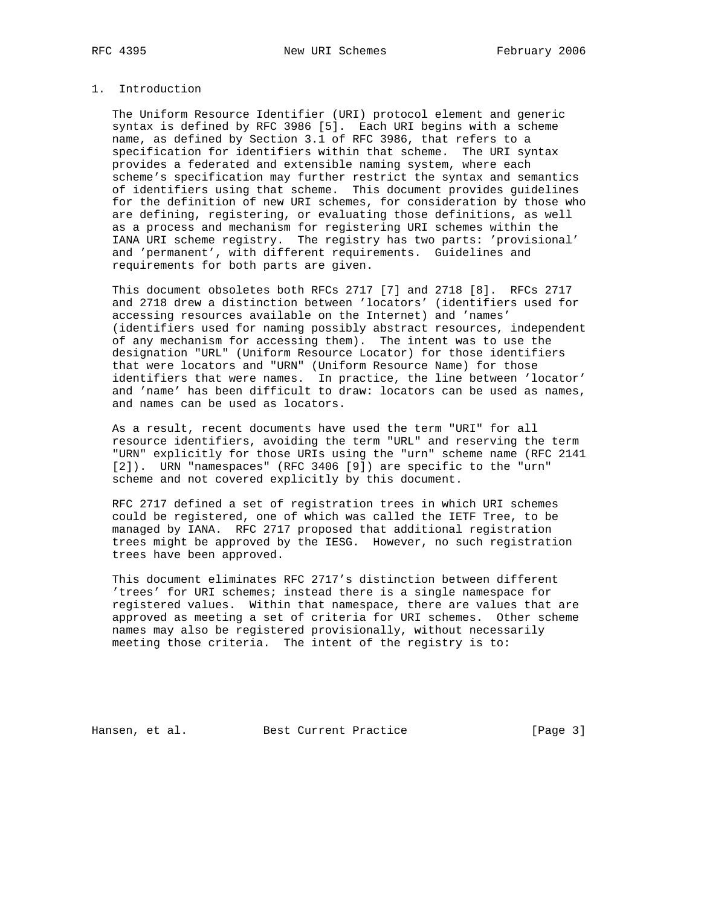## 1. Introduction

The Uniform Resource Identifier (URI) protocol element and generic syntax is defined by RFC 3986 [5]. Each URI begins with a scheme name, as defined by Section 3.1 of RFC 3986, that refers to a specification for identifiers within that scheme. The URI syntax provides a federated and extensible naming system, where each scheme's specification may further restrict the syntax and semantics of identifiers using that scheme. This document provides guidelines for the definition of new URI schemes, for consideration by those who are defining, registering, or evaluating those definitions, as well as a process and mechanism for registering URI schemes within the IANA URI scheme registry. The registry has two parts: 'provisional' and 'permanent', with different requirements. Guidelines and requirements for both parts are given.

This document obsoletes both RFCs 2717 [7] and 2718 [8]. RFCs 2717 and 2718 drew a distinction between 'locators' (identifiers used for accessing resources available on the Internet) and 'names' (identifiers used for naming possibly abstract resources, independent of any mechanism for accessing them). The intent was to use the designation "URL" (Uniform Resource Locator) for those identifiers that were locators and "URN" (Uniform Resource Name) for those identifiers that were names. In practice, the line between 'locator' and 'name' has been difficult to draw: locators can be used as names, and names can be used as locators.

As a result, recent documents have used the term "URI" for all resource identifiers, avoiding the term "URL" and reserving the term "URN" explicitly for those URIs using the "urn" scheme name (RFC 2141 [2]). URN "namespaces" (RFC 3406 [9]) are specific to the "urn" scheme and not covered explicitly by this document.

RFC 2717 defined a set of registration trees in which URI schemes could be registered, one of which was called the IETF Tree, to be managed by IANA. RFC 2717 proposed that additional registration trees might be approved by the IESG. However, no such registration trees have been approved.

This document eliminates RFC 2717's distinction between different 'trees' for URI schemes; instead there is a single namespace for registered values. Within that namespace, there are values that are approved as meeting a set of criteria for URI schemes. Other scheme names may also be registered provisionally, without necessarily meeting those criteria. The intent of the registry is to: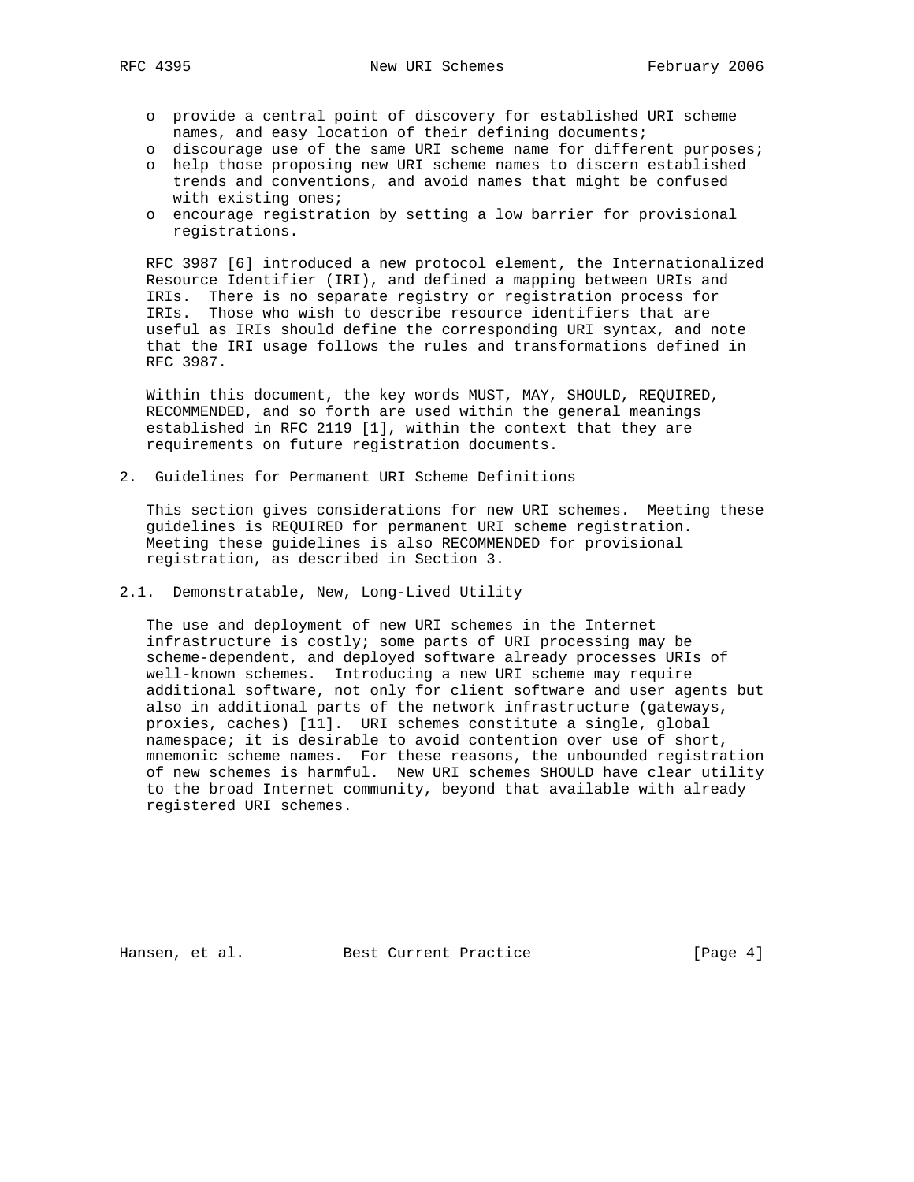- provide a central point of discovery for established URI scheme names, and easy location of their defining documents;
- discourage use of the same URI scheme name for different purposes;
- help those proposing new URI scheme names to discern established trends and conventions, and avoid names that might be confused with existing ones;
- encourage registration by setting a low barrier for provisional registrations.

RFC 3987 [6] introduced a new protocol element, the Internationalized Resource Identifier (IRI), and defined a mapping between URIs and IRIs. There is no separate registry or registration process for IRIs. Those who wish to describe resource identifiers that are useful as IRIs should define the corresponding URI syntax, and note that the IRI usage follows the rules and transformations defined in RFC 3987.

Within this document, the key words MUST, MAY, SHOULD, REQUIRED, RECOMMENDED, and so forth are used within the general meanings established in RFC 2119 [1], within the context that they are requirements on future registration documents.

## 2. Guidelines for Permanent URI Scheme Definitions

This section gives considerations for new URI schemes. Meeting these guidelines is REQUIRED for permanent URI scheme registration. Meeting these guidelines is also RECOMMENDED for provisional registration, as described in Section 3.

### 2.1. Demonstratable, New, Long-Lived Utility

The use and deployment of new URI schemes in the Internet infrastructure is costly; some parts of URI processing may be scheme-dependent, and deployed software already processes URIs of well-known schemes. Introducing a new URI scheme may require additional software, not only for client software and user agents but also in additional parts of the network infrastructure (gateways, proxies, caches) [11]. URI schemes constitute a single, global namespace; it is desirable to avoid contention over use of short, mnemonic scheme names. For these reasons, the unbounded registration of new schemes is harmful. New URI schemes SHOULD have clear utility to the broad Internet community, beyond that available with already registered URI schemes.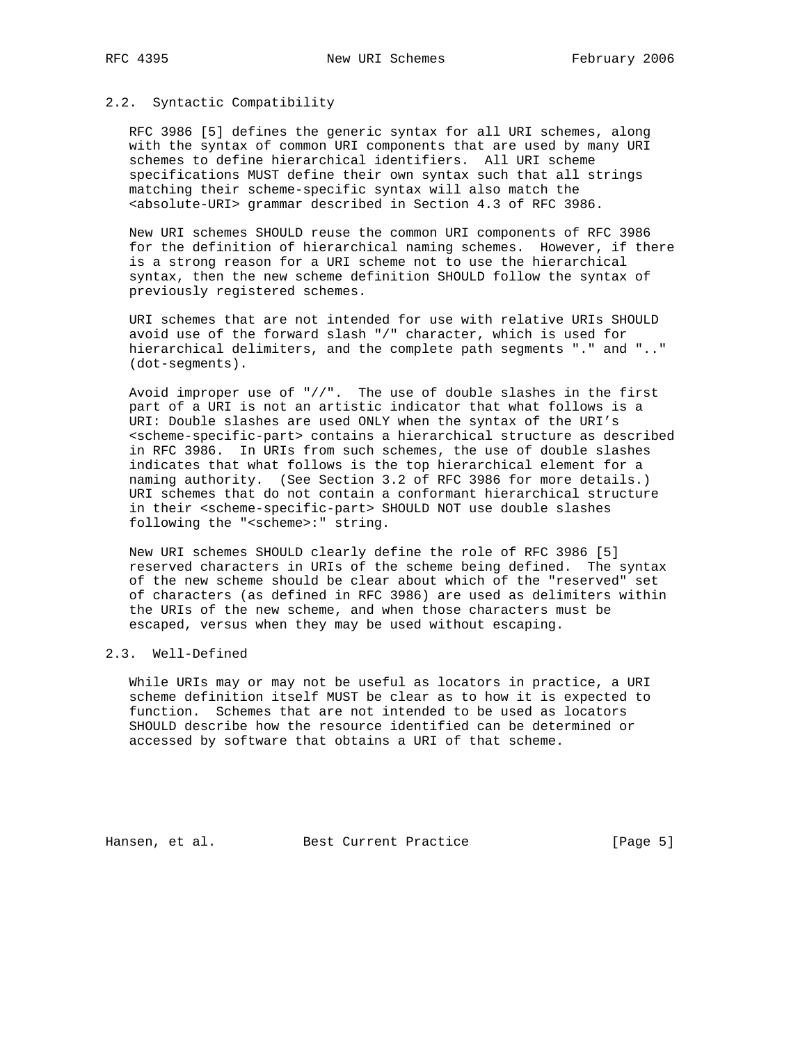## 2.2. Syntactic Compatibility

RFC 3986 [5] defines the generic syntax for all URI schemes, along with the syntax of common URI components that are used by many URI schemes to define hierarchical identifiers. All URI scheme specifications MUST define their own syntax such that all strings matching their scheme-specific syntax will also match the <absolute-URI> grammar described in Section 4.3 of RFC 3986.

New URI schemes SHOULD reuse the common URI components of RFC 3986 for the definition of hierarchical naming schemes. However, if there is a strong reason for a URI scheme not to use the hierarchical syntax, then the new scheme definition SHOULD follow the syntax of previously registered schemes.

URI schemes that are not intended for use with relative URIs SHOULD avoid use of the forward slash "/" character, which is used for hierarchical delimiters, and the complete path segments "." and ".." (dot-segments).

Avoid improper use of "//". The use of double slashes in the first part of a URI is not an artistic indicator that what follows is a URI: Double slashes are used ONLY when the syntax of the URI's <scheme-specific-part> contains a hierarchical structure as described in RFC 3986. In URIs from such schemes, the use of double slashes indicates that what follows is the top hierarchical element for a naming authority. (See Section 3.2 of RFC 3986 for more details.) URI schemes that do not contain a conformant hierarchical structure in their <scheme-specific-part> SHOULD NOT use double slashes following the "<scheme>:" string.

New URI schemes SHOULD clearly define the role of RFC 3986 [5] reserved characters in URIs of the scheme being defined. The syntax of the new scheme should be clear about which of the "reserved" set of characters (as defined in RFC 3986) are used as delimiters within the URIs of the new scheme, and when those characters must be escaped, versus when they may be used without escaping.

## 2.3. Well-Defined

While URIs may or may not be useful as locators in practice, a URI scheme definition itself MUST be clear as to how it is expected to function. Schemes that are not intended to be used as locators SHOULD describe how the resource identified can be determined or accessed by software that obtains a URI of that scheme.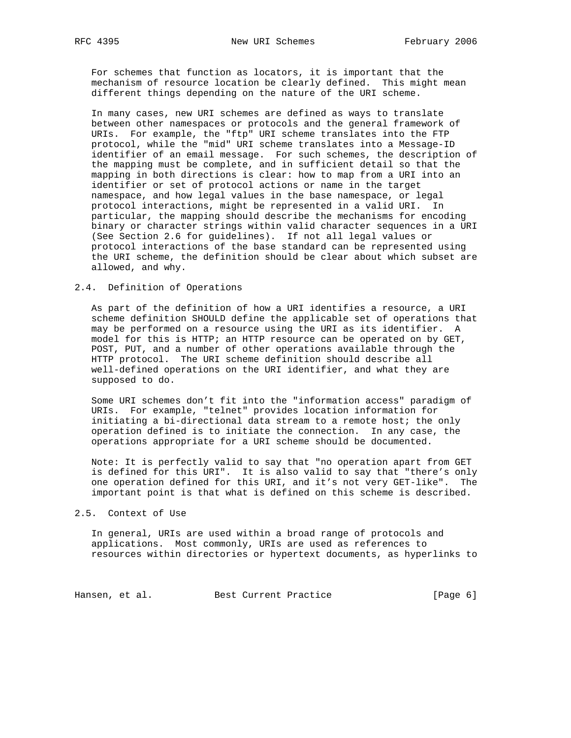For schemes that function as locators, it is important that the mechanism of resource location be clearly defined. This might mean different things depending on the nature of the URI scheme.

In many cases, new URI schemes are defined as ways to translate between other namespaces or protocols and the general framework of URIs. For example, the "ftp" URI scheme translates into the FTP protocol, while the "mid" URI scheme translates into a Message-ID identifier of an email message. For such schemes, the description of the mapping must be complete, and in sufficient detail so that the mapping in both directions is clear: how to map from a URI into an identifier or set of protocol actions or name in the target namespace, and how legal values in the base namespace, or legal protocol interactions, might be represented in a valid URI. In particular, the mapping should describe the mechanisms for encoding binary or character strings within valid character sequences in a URI (See Section 2.6 for guidelines). If not all legal values or protocol interactions of the base standard can be represented using the URI scheme, the definition should be clear about which subset are allowed, and why.

## 2.4. Definition of Operations

As part of the definition of how a URI identifies a resource, a URI scheme definition SHOULD define the applicable set of operations that may be performed on a resource using the URI as its identifier. A model for this is HTTP; an HTTP resource can be operated on by GET, POST, PUT, and a number of other operations available through the HTTP protocol. The URI scheme definition should describe all well-defined operations on the URI identifier, and what they are supposed to do.

Some URI schemes don't fit into the "information access" paradigm of URIs. For example, "telnet" provides location information for initiating a bi-directional data stream to a remote host; the only operation defined is to initiate the connection. In any case, the operations appropriate for a URI scheme should be documented.

Note: It is perfectly valid to say that "no operation apart from GET is defined for this URI". It is also valid to say that "there's only one operation defined for this URI, and it's not very GET-like". The important point is that what is defined on this scheme is described.

## 2.5. Context of Use

In general, URIs are used within a broad range of protocols and applications. Most commonly, URIs are used as references to resources within directories or hypertext documents, as hyperlinks to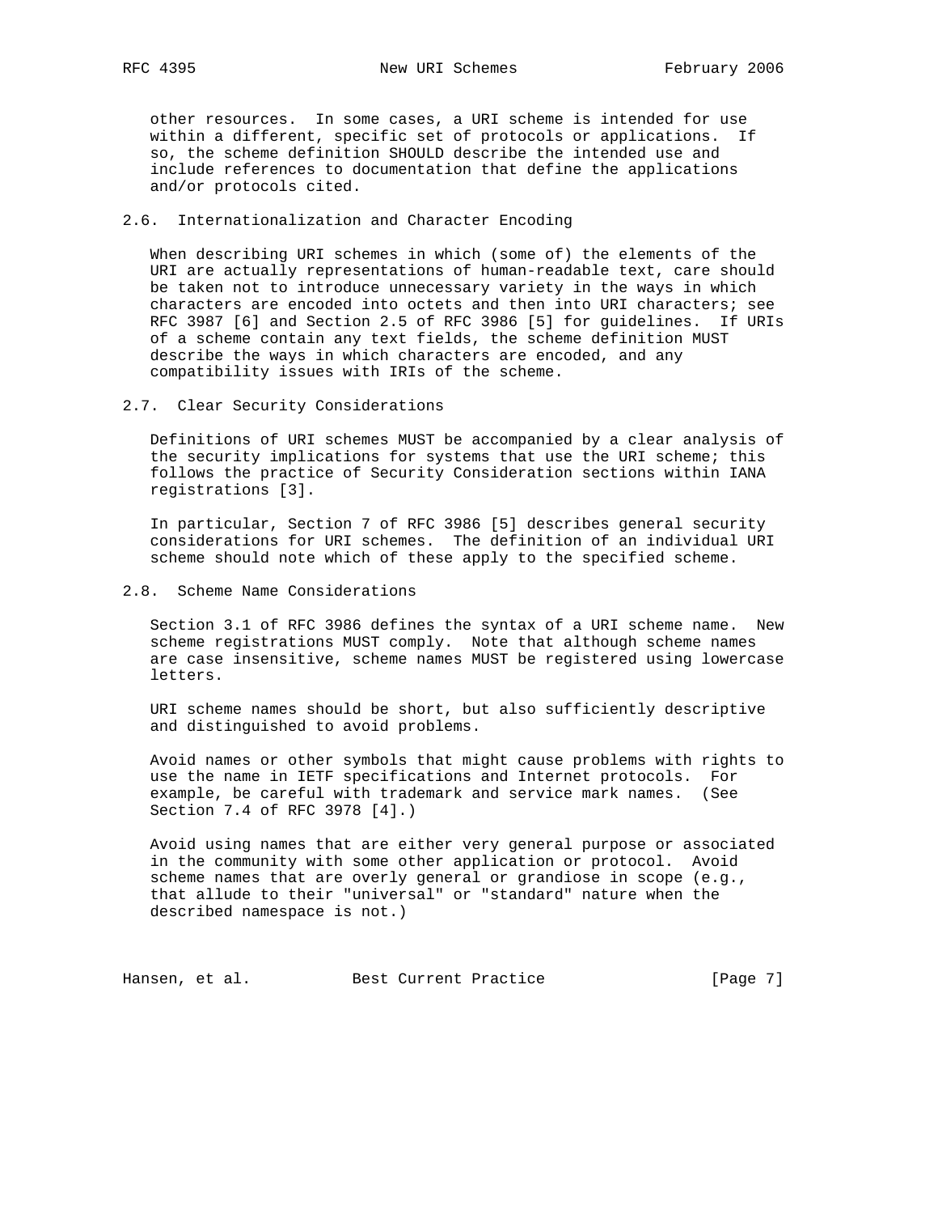other resources. In some cases, a URI scheme is intended for use within a different, specific set of protocols or applications. If so, the scheme definition SHOULD describe the intended use and include references to documentation that define the applications and/or protocols cited.

### 2.6. Internationalization and Character Encoding

When describing URI schemes in which (some of) the elements of the URI are actually representations of human-readable text, care should be taken not to introduce unnecessary variety in the ways in which characters are encoded into octets and then into URI characters; see RFC 3987 [6] and Section 2.5 of RFC 3986 [5] for guidelines. If URIs of a scheme contain any text fields, the scheme definition MUST describe the ways in which characters are encoded, and any compatibility issues with IRIs of the scheme.

### 2.7. Clear Security Considerations

Definitions of URI schemes MUST be accompanied by a clear analysis of the security implications for systems that use the URI scheme; this follows the practice of Security Consideration sections within IANA registrations [3].

In particular, Section 7 of RFC 3986 [5] describes general security considerations for URI schemes. The definition of an individual URI scheme should note which of these apply to the specified scheme.

### 2.8. Scheme Name Considerations

Section 3.1 of RFC 3986 defines the syntax of a URI scheme name. New scheme registrations MUST comply. Note that although scheme names are case insensitive, scheme names MUST be registered using lowercase letters.

URI scheme names should be short, but also sufficiently descriptive and distinguished to avoid problems.

Avoid names or other symbols that might cause problems with rights to use the name in IETF specifications and Internet protocols. For example, be careful with trademark and service mark names. (See Section 7.4 of RFC 3978 [4].)

Avoid using names that are either very general purpose or associated in the community with some other application or protocol. Avoid scheme names that are overly general or grandiose in scope (e.g., that allude to their "universal" or "standard" nature when the described namespace is not.)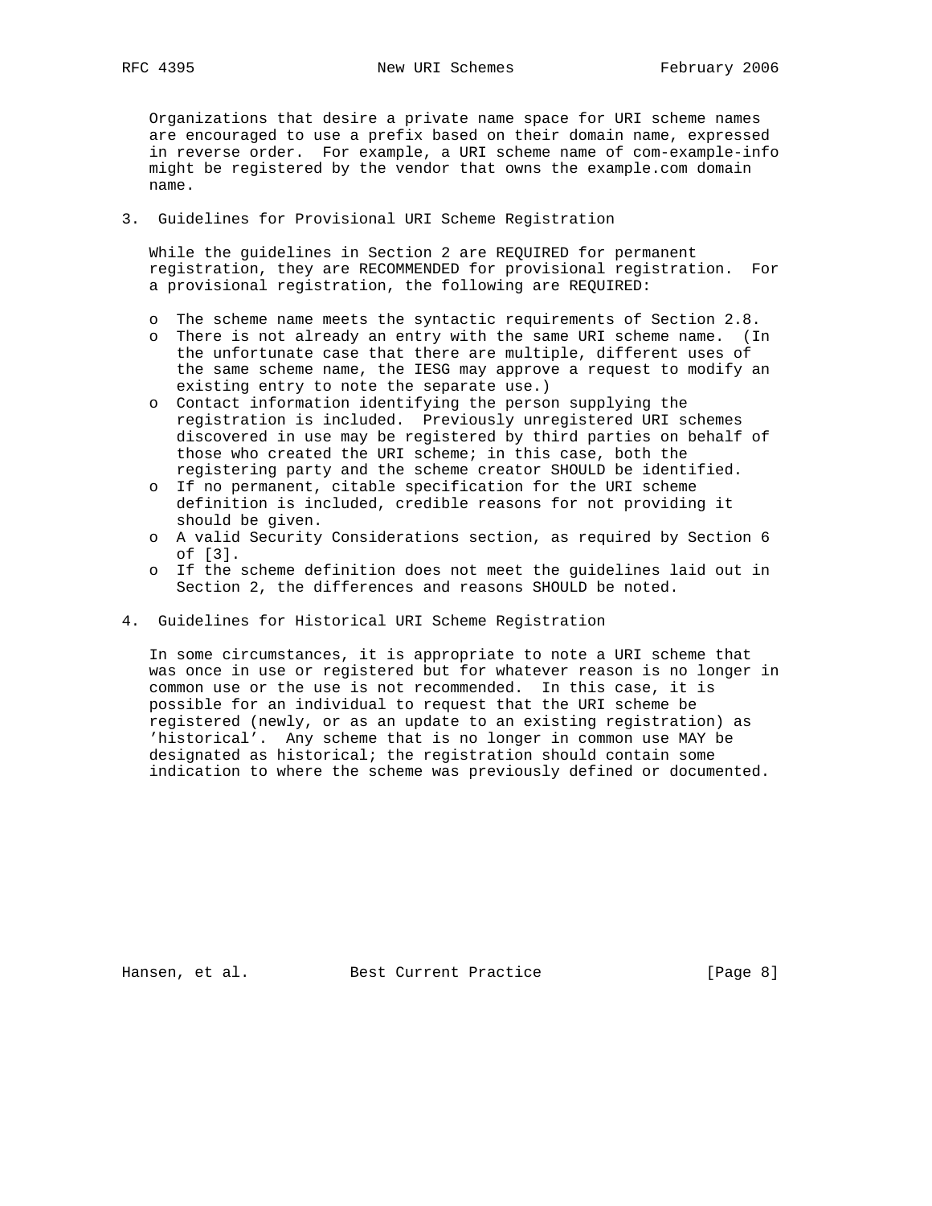Organizations that desire a private name space for URI scheme names are encouraged to use a prefix based on their domain name, expressed in reverse order. For example, a URI scheme name of com-example-info might be registered by the vendor that owns the example.com domain name.

## 3. Guidelines for Provisional URI Scheme Registration

While the guidelines in Section 2 are REQUIRED for permanent registration, they are RECOMMENDED for provisional registration. For a provisional registration, the following are REQUIRED:

- The scheme name meets the syntactic requirements of Section 2.8.
- There is not already an entry with the same URI scheme name. (In the unfortunate case that there are multiple, different uses of the same scheme name, the IESG may approve a request to modify an existing entry to note the separate use.)
- Contact information identifying the person supplying the registration is included. Previously unregistered URI schemes discovered in use may be registered by third parties on behalf of those who created the URI scheme; in this case, both the registering party and the scheme creator SHOULD be identified.
- If no permanent, citable specification for the URI scheme definition is included, credible reasons for not providing it should be given.
- A valid Security Considerations section, as required by Section 6 of [3].
- If the scheme definition does not meet the guidelines laid out in Section 2, the differences and reasons SHOULD be noted.

## 4. Guidelines for Historical URI Scheme Registration

In some circumstances, it is appropriate to note a URI scheme that was once in use or registered but for whatever reason is no longer in common use or the use is not recommended. In this case, it is possible for an individual to request that the URI scheme be registered (newly, or as an update to an existing registration) as 'historical'. Any scheme that is no longer in common use MAY be designated as historical; the registration should contain some indication to where the scheme was previously defined or documented.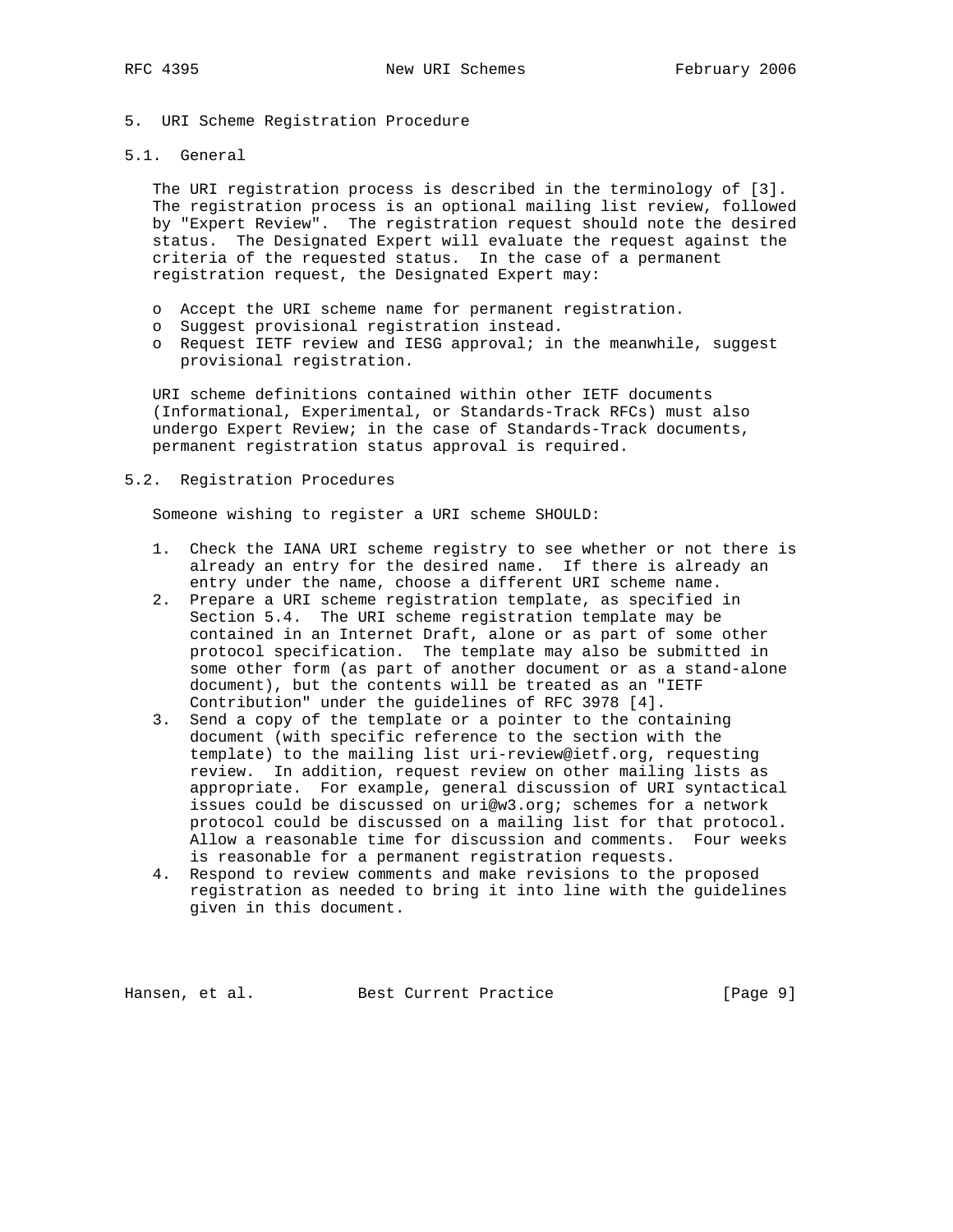## 5. URI Scheme Registration Procedure

### 5.1. General

The URI registration process is described in the terminology of [3]. The registration process is an optional mailing list review, followed by "Expert Review". The registration request should note the desired status. The Designated Expert will evaluate the request against the criteria of the requested status. In the case of a permanent registration request, the Designated Expert may:

- Accept the URI scheme name for permanent registration.
- Suggest provisional registration instead.
- Request IETF review and IESG approval; in the meanwhile, suggest provisional registration.

URI scheme definitions contained within other IETF documents (Informational, Experimental, or Standards-Track RFCs) must also undergo Expert Review; in the case of Standards-Track documents, permanent registration status approval is required.

### 5.2. Registration Procedures

Someone wishing to register a URI scheme SHOULD:

1. Check the IANA URI scheme registry to see whether or not there is already an entry for the desired name. If there is already an entry under the name, choose a different URI scheme name.
2. Prepare a URI scheme registration template, as specified in Section 5.4. The URI scheme registration template may be contained in an Internet Draft, alone or as part of some other protocol specification. The template may also be submitted in some other form (as part of another document or as a stand-alone document), but the contents will be treated as an "IETF Contribution" under the guidelines of RFC 3978 [4].
3. Send a copy of the template or a pointer to the containing document (with specific reference to the section with the template) to the mailing list uri-review@ietf.org, requesting review. In addition, request review on other mailing lists as appropriate. For example, general discussion of URI syntactical issues could be discussed on uri@w3.org; schemes for a network protocol could be discussed on a mailing list for that protocol. Allow a reasonable time for discussion and comments. Four weeks is reasonable for a permanent registration requests.
4. Respond to review comments and make revisions to the proposed registration as needed to bring it into line with the guidelines given in this document.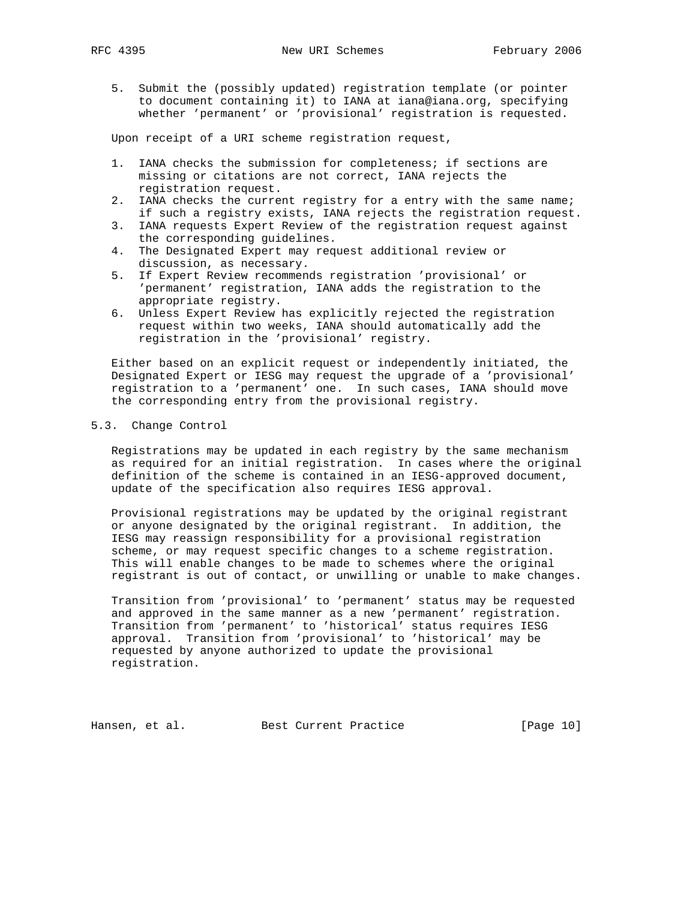5. Submit the (possibly updated) registration template (or pointer to document containing it) to IANA at iana@iana.org, specifying whether 'permanent' or 'provisional' registration is requested.

Upon receipt of a URI scheme registration request,

1. IANA checks the submission for completeness; if sections are missing or citations are not correct, IANA rejects the registration request.
2. IANA checks the current registry for a entry with the same name; if such a registry exists, IANA rejects the registration request.
3. IANA requests Expert Review of the registration request against the corresponding guidelines.
4. The Designated Expert may request additional review or discussion, as necessary.
5. If Expert Review recommends registration 'provisional' or 'permanent' registration, IANA adds the registration to the appropriate registry.
6. Unless Expert Review has explicitly rejected the registration request within two weeks, IANA should automatically add the registration in the 'provisional' registry.

Either based on an explicit request or independently initiated, the Designated Expert or IESG may request the upgrade of a 'provisional' registration to a 'permanent' one. In such cases, IANA should move the corresponding entry from the provisional registry.

## 5.3. Change Control

Registrations may be updated in each registry by the same mechanism as required for an initial registration. In cases where the original definition of the scheme is contained in an IESG-approved document, update of the specification also requires IESG approval.

Provisional registrations may be updated by the original registrant or anyone designated by the original registrant. In addition, the IESG may reassign responsibility for a provisional registration scheme, or may request specific changes to a scheme registration. This will enable changes to be made to schemes where the original registrant is out of contact, or unwilling or unable to make changes.

Transition from 'provisional' to 'permanent' status may be requested and approved in the same manner as a new 'permanent' registration. Transition from 'permanent' to 'historical' status requires IESG approval. Transition from 'provisional' to 'historical' may be requested by anyone authorized to update the provisional registration.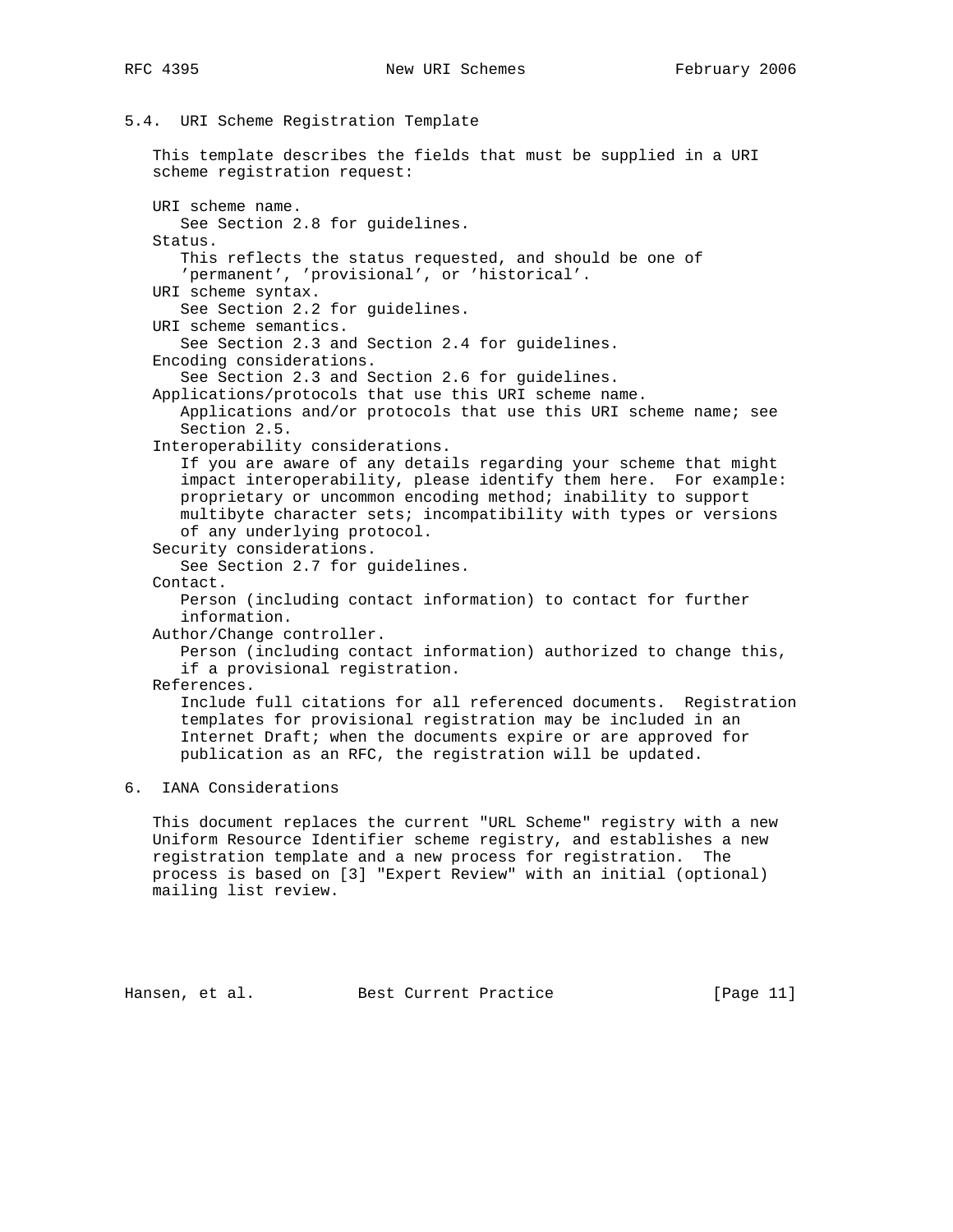### 5.4. URI Scheme Registration Template

This template describes the fields that must be supplied in a URI scheme registration request:

URI scheme name.
   See Section 2.8 for guidelines.

Status.
   This reflects the status requested, and should be one of 'permanent', 'provisional', or 'historical'.

URI scheme syntax.
   See Section 2.2 for guidelines.

URI scheme semantics.
   See Section 2.3 and Section 2.4 for guidelines.

Encoding considerations.
   See Section 2.3 and Section 2.6 for guidelines.

Applications/protocols that use this URI scheme name.
   Applications and/or protocols that use this URI scheme name; see Section 2.5.

Interoperability considerations.
   If you are aware of any details regarding your scheme that might impact interoperability, please identify them here. For example: proprietary or uncommon encoding method; inability to support multibyte character sets; incompatibility with types or versions of any underlying protocol.

Security considerations.
   See Section 2.7 for guidelines.

Contact.
   Person (including contact information) to contact for further information.

Author/Change controller.
   Person (including contact information) authorized to change this, if a provisional registration.

References.
   Include full citations for all referenced documents. Registration templates for provisional registration may be included in an Internet Draft; when the documents expire or are approved for publication as an RFC, the registration will be updated.

## 6. IANA Considerations

This document replaces the current "URL Scheme" registry with a new Uniform Resource Identifier scheme registry, and establishes a new registration template and a new process for registration. The process is based on [3] "Expert Review" with an initial (optional) mailing list review.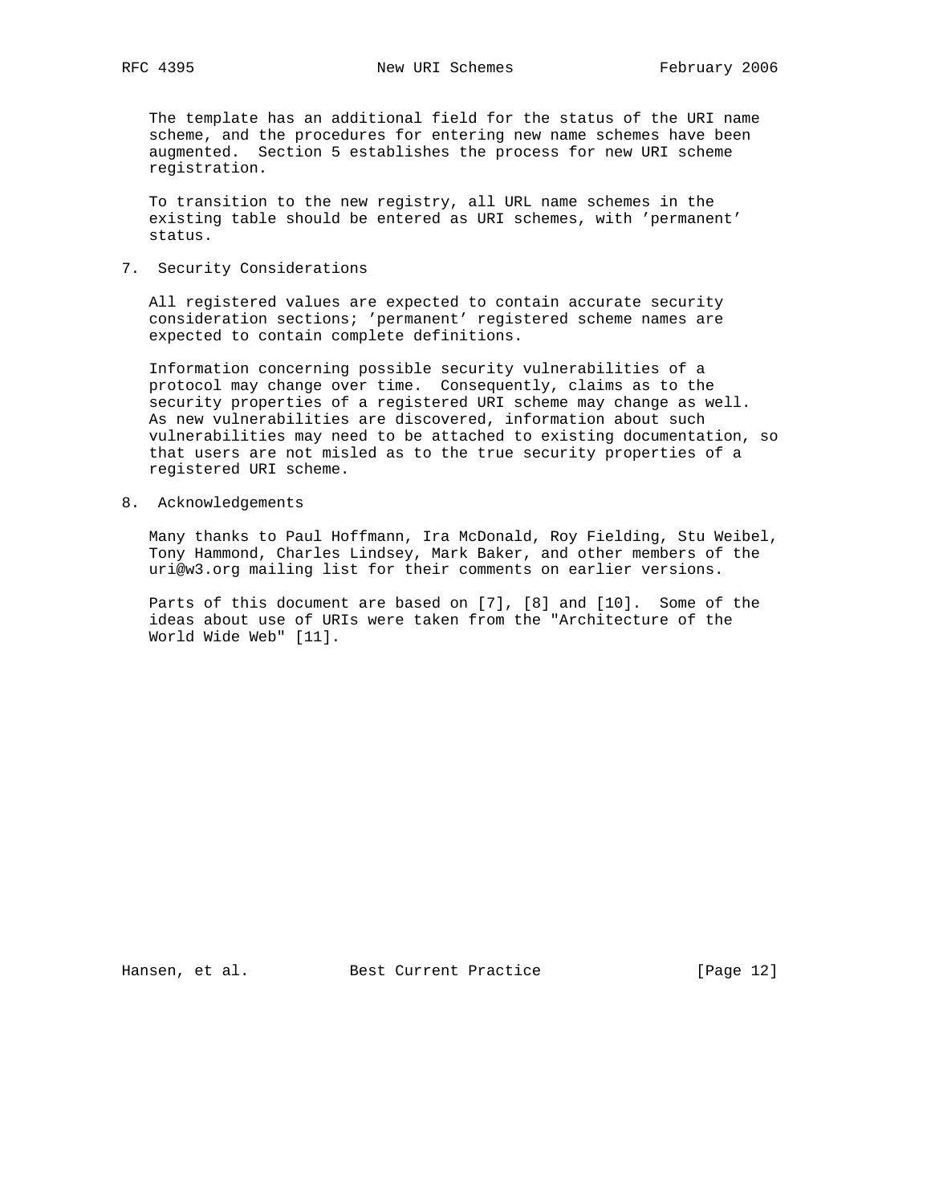The template has an additional field for the status of the URI name scheme, and the procedures for entering new name schemes have been augmented. Section 5 establishes the process for new URI scheme registration.

To transition to the new registry, all URL name schemes in the existing table should be entered as URI schemes, with 'permanent' status.

## 7. Security Considerations

All registered values are expected to contain accurate security consideration sections; 'permanent' registered scheme names are expected to contain complete definitions.

Information concerning possible security vulnerabilities of a protocol may change over time. Consequently, claims as to the security properties of a registered URI scheme may change as well. As new vulnerabilities are discovered, information about such vulnerabilities may need to be attached to existing documentation, so that users are not misled as to the true security properties of a registered URI scheme.

## 8. Acknowledgements

Many thanks to Paul Hoffmann, Ira McDonald, Roy Fielding, Stu Weibel, Tony Hammond, Charles Lindsey, Mark Baker, and other members of the uri@w3.org mailing list for their comments on earlier versions.

Parts of this document are based on [7], [8] and [10]. Some of the ideas about use of URIs were taken from the "Architecture of the World Wide Web" [11].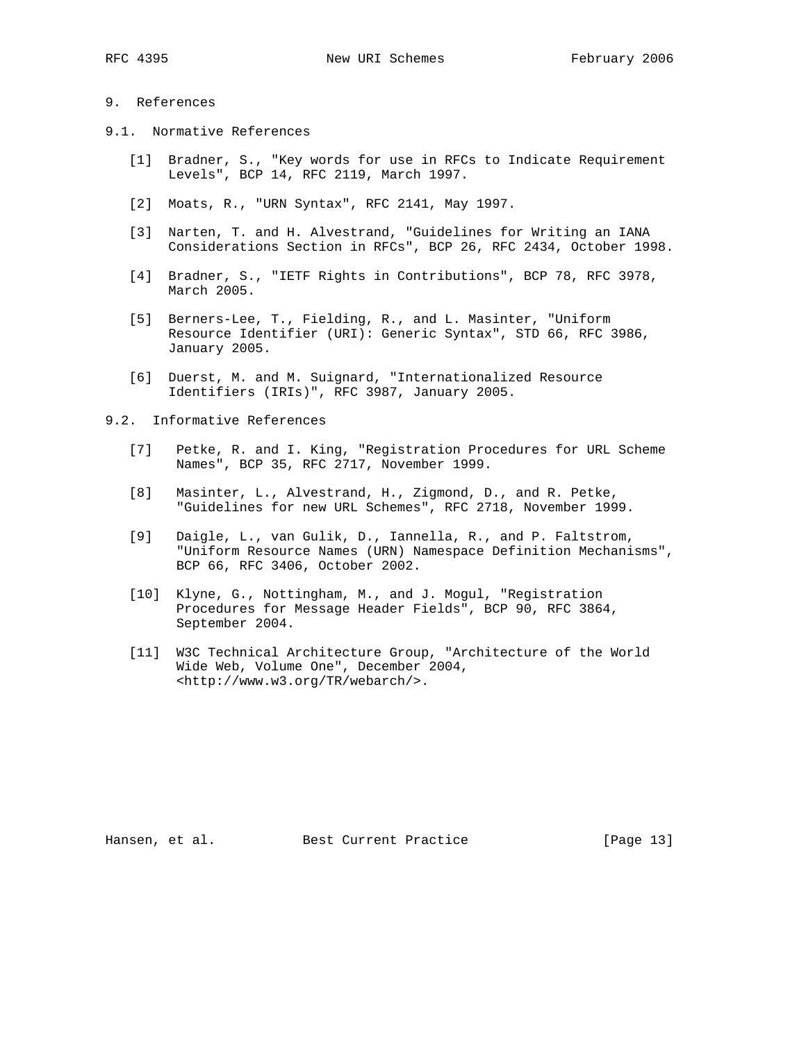## 9. References

### 9.1. Normative References

[1] Bradner, S., "Key words for use in RFCs to Indicate Requirement Levels", BCP 14, RFC 2119, March 1997.

[2] Moats, R., "URN Syntax", RFC 2141, May 1997.

[3] Narten, T. and H. Alvestrand, "Guidelines for Writing an IANA Considerations Section in RFCs", BCP 26, RFC 2434, October 1998.

[4] Bradner, S., "IETF Rights in Contributions", BCP 78, RFC 3978, March 2005.

[5] Berners-Lee, T., Fielding, R., and L. Masinter, "Uniform Resource Identifier (URI): Generic Syntax", STD 66, RFC 3986, January 2005.

[6] Duerst, M. and M. Suignard, "Internationalized Resource Identifiers (IRIs)", RFC 3987, January 2005.

### 9.2. Informative References

[7] Petke, R. and I. King, "Registration Procedures for URL Scheme Names", BCP 35, RFC 2717, November 1999.

[8] Masinter, L., Alvestrand, H., Zigmond, D., and R. Petke, "Guidelines for new URL Schemes", RFC 2718, November 1999.

[9] Daigle, L., van Gulik, D., Iannella, R., and P. Faltstrom, "Uniform Resource Names (URN) Namespace Definition Mechanisms", BCP 66, RFC 3406, October 2002.

[10] Klyne, G., Nottingham, M., and J. Mogul, "Registration Procedures for Message Header Fields", BCP 90, RFC 3864, September 2004.

[11] W3C Technical Architecture Group, "Architecture of the World Wide Web, Volume One", December 2004, <http://www.w3.org/TR/webarch/>.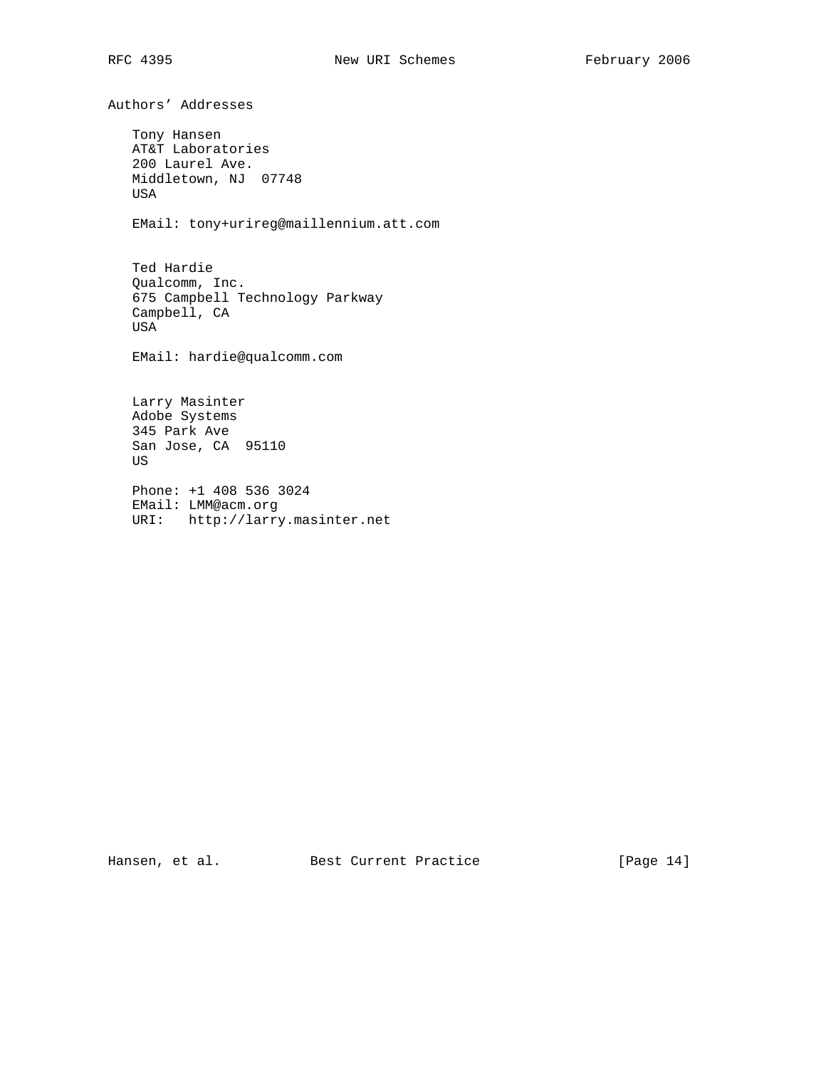## Authors' Addresses

Tony Hansen
AT&T Laboratories
200 Laurel Ave.
Middletown, NJ  07748
USA

EMail: tony+urireg@maillennium.att.com

Ted Hardie
Qualcomm, Inc.
675 Campbell Technology Parkway
Campbell, CA
USA

EMail: hardie@qualcomm.com

Larry Masinter
Adobe Systems
345 Park Ave
San Jose, CA  95110
US

Phone: +1 408 536 3024
EMail: LMM@acm.org
URI:   http://larry.masinter.net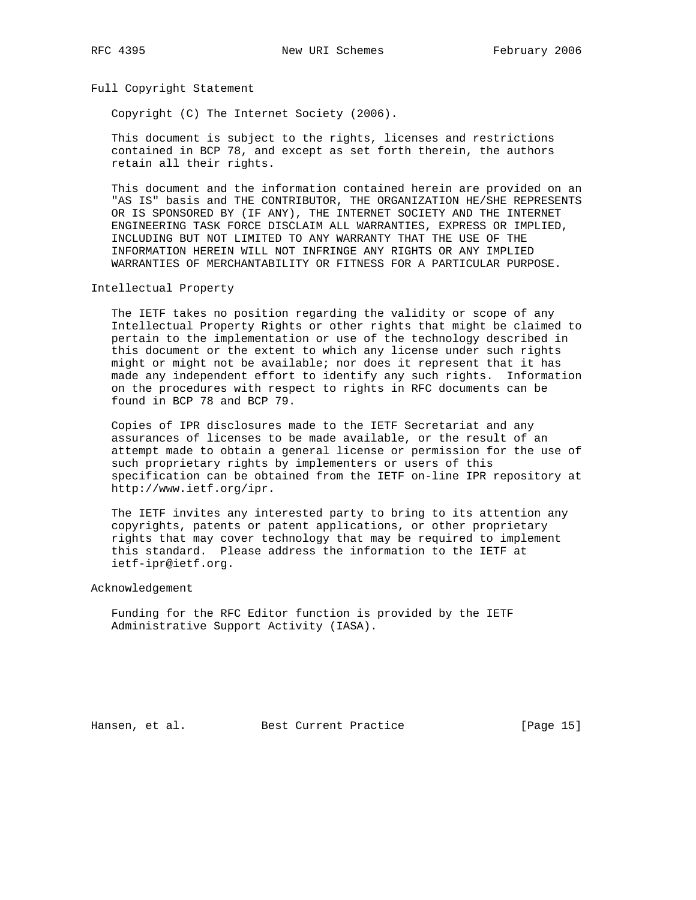## Full Copyright Statement

Copyright (C) The Internet Society (2006).

This document is subject to the rights, licenses and restrictions contained in BCP 78, and except as set forth therein, the authors retain all their rights.

This document and the information contained herein are provided on an "AS IS" basis and THE CONTRIBUTOR, THE ORGANIZATION HE/SHE REPRESENTS OR IS SPONSORED BY (IF ANY), THE INTERNET SOCIETY AND THE INTERNET ENGINEERING TASK FORCE DISCLAIM ALL WARRANTIES, EXPRESS OR IMPLIED, INCLUDING BUT NOT LIMITED TO ANY WARRANTY THAT THE USE OF THE INFORMATION HEREIN WILL NOT INFRINGE ANY RIGHTS OR ANY IMPLIED WARRANTIES OF MERCHANTABILITY OR FITNESS FOR A PARTICULAR PURPOSE.

## Intellectual Property

The IETF takes no position regarding the validity or scope of any Intellectual Property Rights or other rights that might be claimed to pertain to the implementation or use of the technology described in this document or the extent to which any license under such rights might or might not be available; nor does it represent that it has made any independent effort to identify any such rights. Information on the procedures with respect to rights in RFC documents can be found in BCP 78 and BCP 79.

Copies of IPR disclosures made to the IETF Secretariat and any assurances of licenses to be made available, or the result of an attempt made to obtain a general license or permission for the use of such proprietary rights by implementers or users of this specification can be obtained from the IETF on-line IPR repository at http://www.ietf.org/ipr.

The IETF invites any interested party to bring to its attention any copyrights, patents or patent applications, or other proprietary rights that may cover technology that may be required to implement this standard. Please address the information to the IETF at ietf-ipr@ietf.org.

## Acknowledgement

Funding for the RFC Editor function is provided by the IETF Administrative Support Activity (IASA).